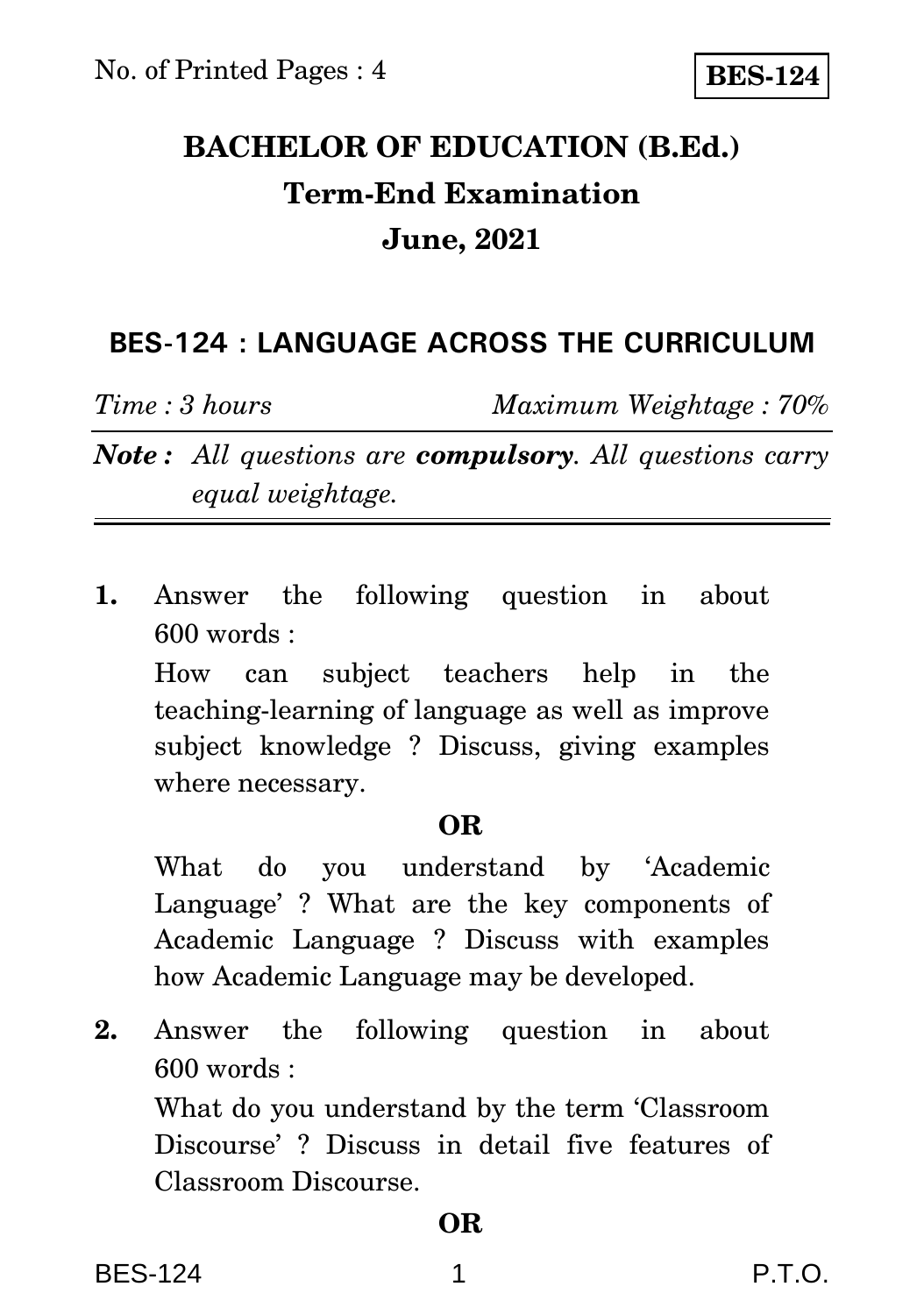No. of Printed Pages : 4

**BES-124**

# BACHELOR OF EDUCATION (B.Ed.)

## Term-End Examination

## June, 2021

### BES-124 : LANGUAGE ACROSS THE CURRICULUM

*Time : 3 hours* *Maximum Weightage : 70%*

***Note :*** *All questions are* ***compulsory****. All questions carry equal weightage.*

---

**1.** Answer the following question in about 600 words :

How can subject teachers help in the teaching-learning of language as well as improve subject knowledge ? Discuss, giving examples where necessary.

**OR**

What do you understand by 'Academic Language' ? What are the key components of Academic Language ? Discuss with examples how Academic Language may be developed.

**2.** Answer the following question in about 600 words :

What do you understand by the term 'Classroom Discourse' ? Discuss in detail five features of Classroom Discourse.

**OR**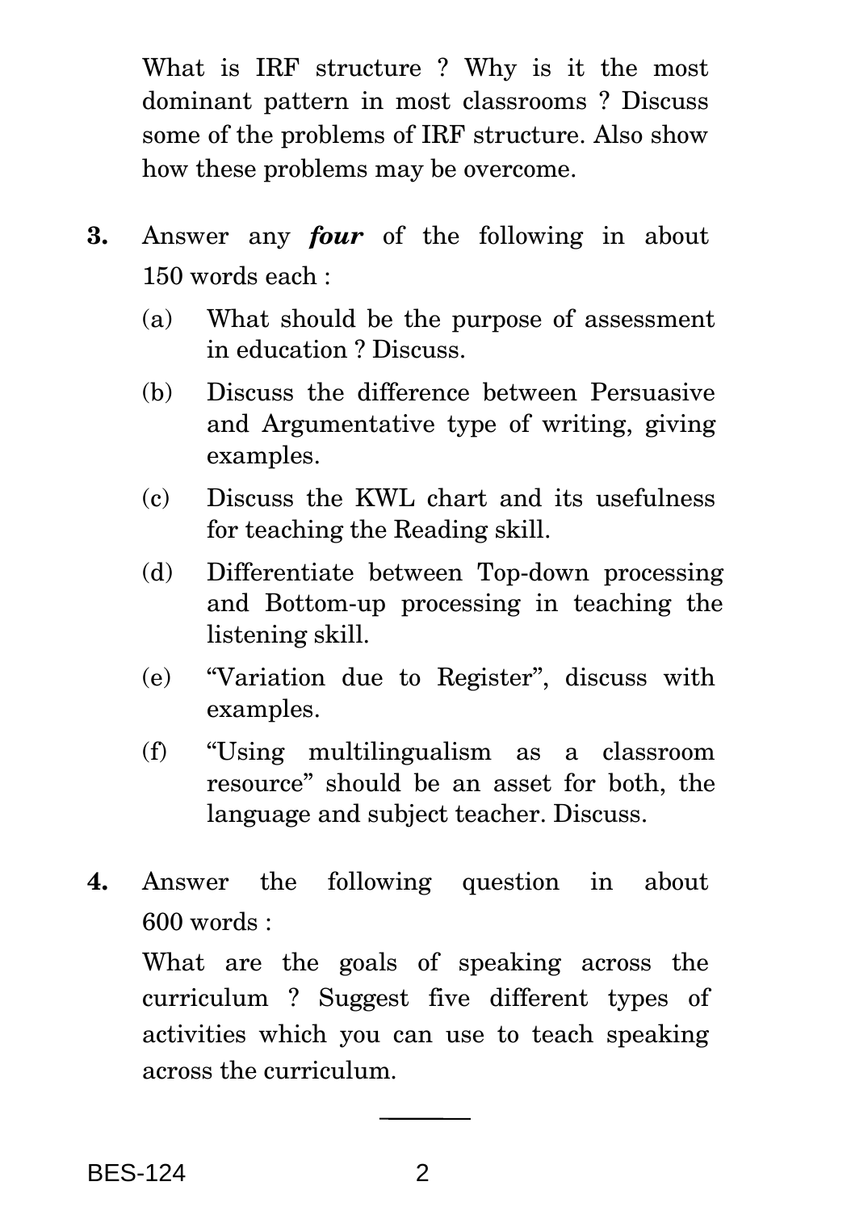What is IRF structure ? Why is it the most dominant pattern in most classrooms ? Discuss some of the problems of IRF structure. Also show how these problems may be overcome.

**3.** Answer any ***four*** of the following in about 150 words each :

(a) What should be the purpose of assessment in education ? Discuss.

(b) Discuss the difference between Persuasive and Argumentative type of writing, giving examples.

(c) Discuss the KWL chart and its usefulness for teaching the Reading skill.

(d) Differentiate between Top-down processing and Bottom-up processing in teaching the listening skill.

(e) "Variation due to Register", discuss with examples.

(f) "Using multilingualism as a classroom resource" should be an asset for both, the language and subject teacher. Discuss.

**4.** Answer the following question in about 600 words :

What are the goals of speaking across the curriculum ? Suggest five different types of activities which you can use to teach speaking across the curriculum.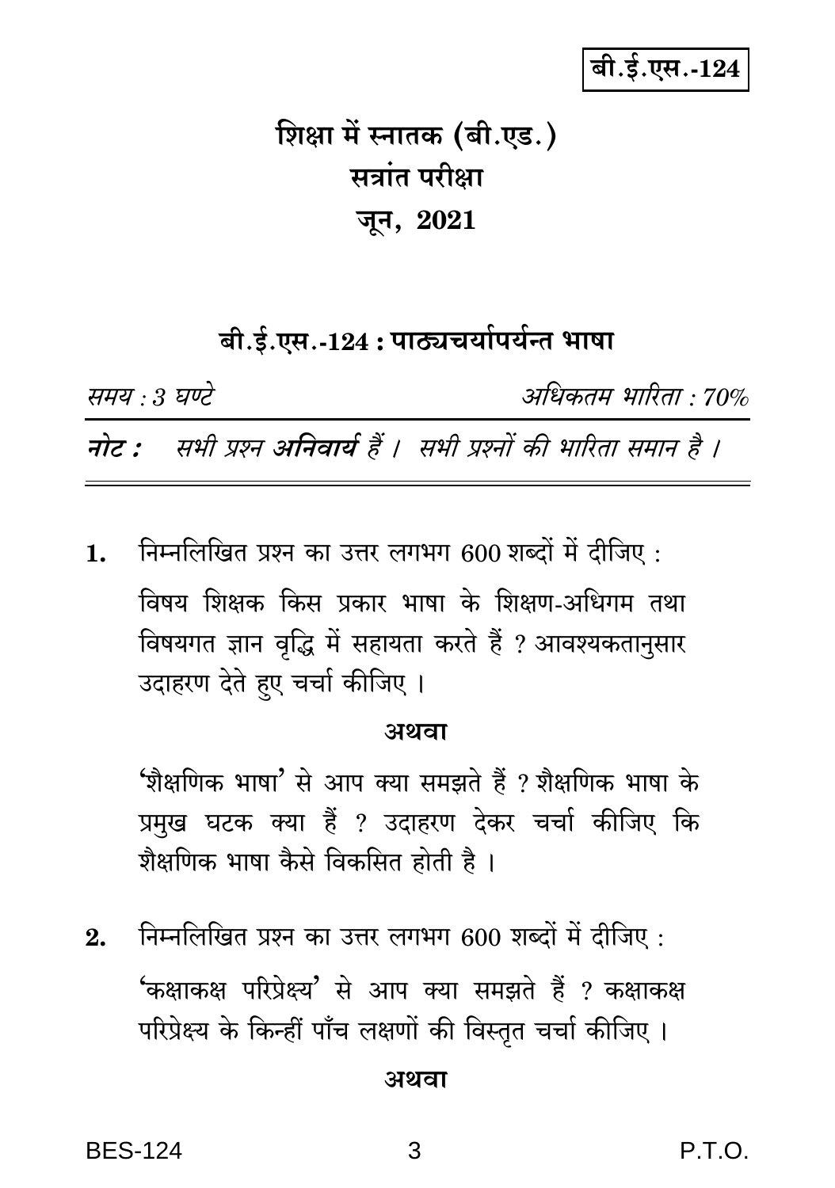बी.ई.एस.-124

# शिक्षा में स्नातक (बी.एड.)

## सत्रांत परीक्षा

## जून, 2021

### बी.ई.एस.-124 : पाठ्यचर्यापर्यन्त भाषा

*समय : 3 घण्टे* *अधिकतम भारिता : 70%*

***नोट :*** *सभी प्रश्न **अनिवार्य** हैं । सभी प्रश्नों की भारिता समान है ।*

**1.** निम्नलिखित प्रश्न का उत्तर लगभग 600 शब्दों में दीजिए :

विषय शिक्षक किस प्रकार भाषा के शिक्षण-अधिगम तथा विषयगत ज्ञान वृद्धि में सहायता करते हैं ? आवश्यकतानुसार उदाहरण देते हुए चर्चा कीजिए ।

**अथवा**

'शैक्षणिक भाषा' से आप क्या समझते हैं ? शैक्षणिक भाषा के प्रमुख घटक क्या हैं ? उदाहरण देकर चर्चा कीजिए कि शैक्षणिक भाषा कैसे विकसित होती है ।

**2.** निम्नलिखित प्रश्न का उत्तर लगभग 600 शब्दों में दीजिए :

'कक्षाकक्ष परिप्रेक्ष्य' से आप क्या समझते हैं ? कक्षाकक्ष परिप्रेक्ष्य के किन्हीं पाँच लक्षणों की विस्तृत चर्चा कीजिए ।

**अथवा**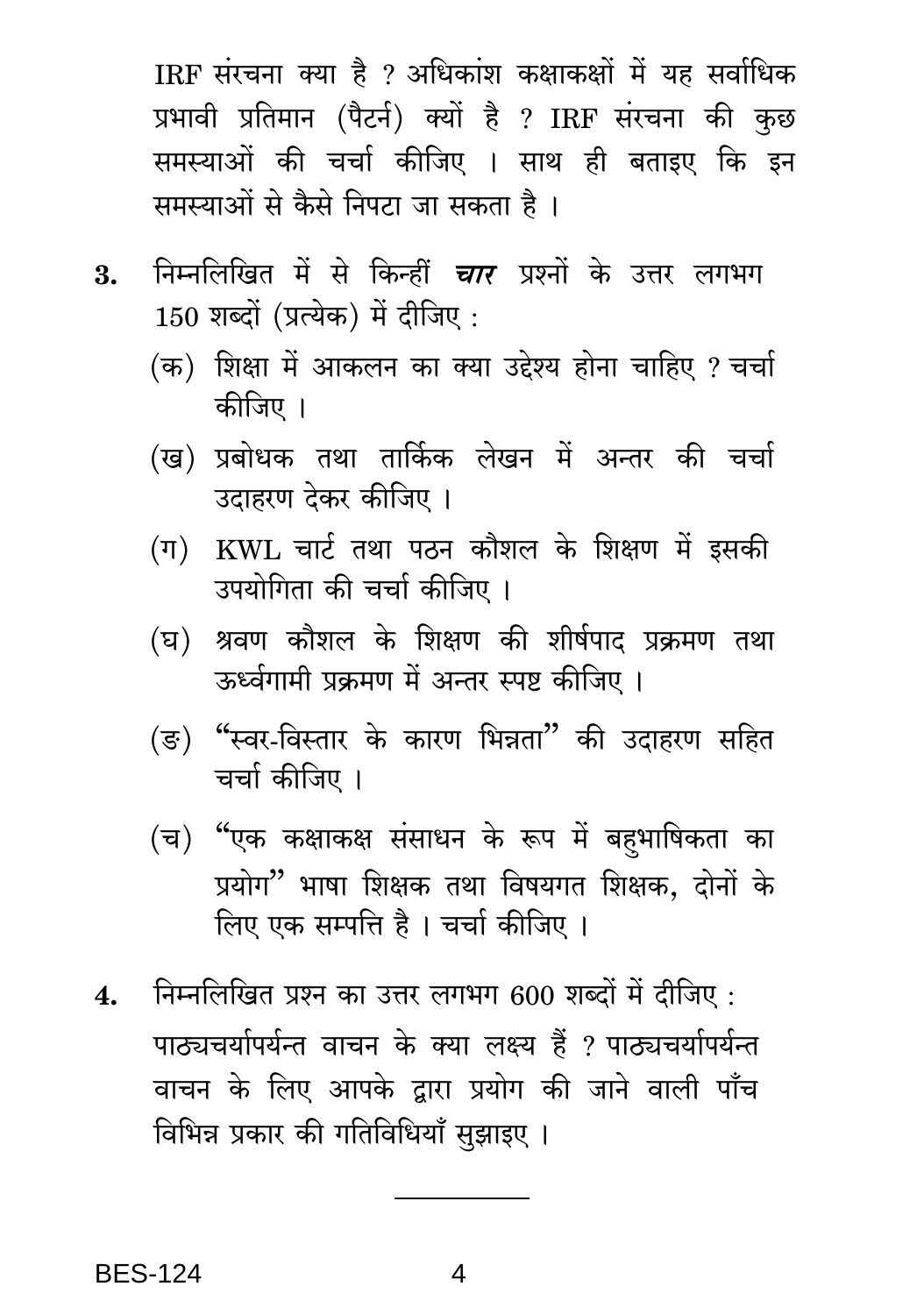IRF संरचना क्या है ? अधिकांश कक्षाकक्षों में यह सर्वाधिक प्रभावी प्रतिमान (पैटर्न) क्यों है ? IRF संरचना की कुछ समस्याओं की चर्चा कीजिए । साथ ही बताइए कि इन समस्याओं से कैसे निपटा जा सकता है ।

**3.** निम्नलिखित में से किन्हीं ***चार*** प्रश्नों के उत्तर लगभग 150 शब्दों (प्रत्येक) में दीजिए :

(क) शिक्षा में आकलन का क्या उद्देश्य होना चाहिए ? चर्चा कीजिए ।

(ख) प्रबोधक तथा तार्किक लेखन में अन्तर की चर्चा उदाहरण देकर कीजिए ।

(ग) KWL चार्ट तथा पठन कौशल के शिक्षण में इसकी उपयोगिता की चर्चा कीजिए ।

(घ) श्रवण कौशल के शिक्षण की शीर्षपाद प्रक्रमण तथा ऊर्ध्वगामी प्रक्रमण में अन्तर स्पष्ट कीजिए ।

(ङ) "स्वर-विस्तार के कारण भिन्नता" की उदाहरण सहित चर्चा कीजिए ।

(च) "एक कक्षाकक्ष संसाधन के रूप में बहुभाषिकता का प्रयोग" भाषा शिक्षक तथा विषयगत शिक्षक, दोनों के लिए एक सम्पत्ति है । चर्चा कीजिए ।

**4.** निम्नलिखित प्रश्न का उत्तर लगभग 600 शब्दों में दीजिए :

पाठ्यचर्यापर्यन्त वाचन के क्या लक्ष्य हैं ? पाठ्यचर्यापर्यन्त वाचन के लिए आपके द्वारा प्रयोग की जाने वाली पाँच विभिन्न प्रकार की गतिविधियाँ सुझाइए ।